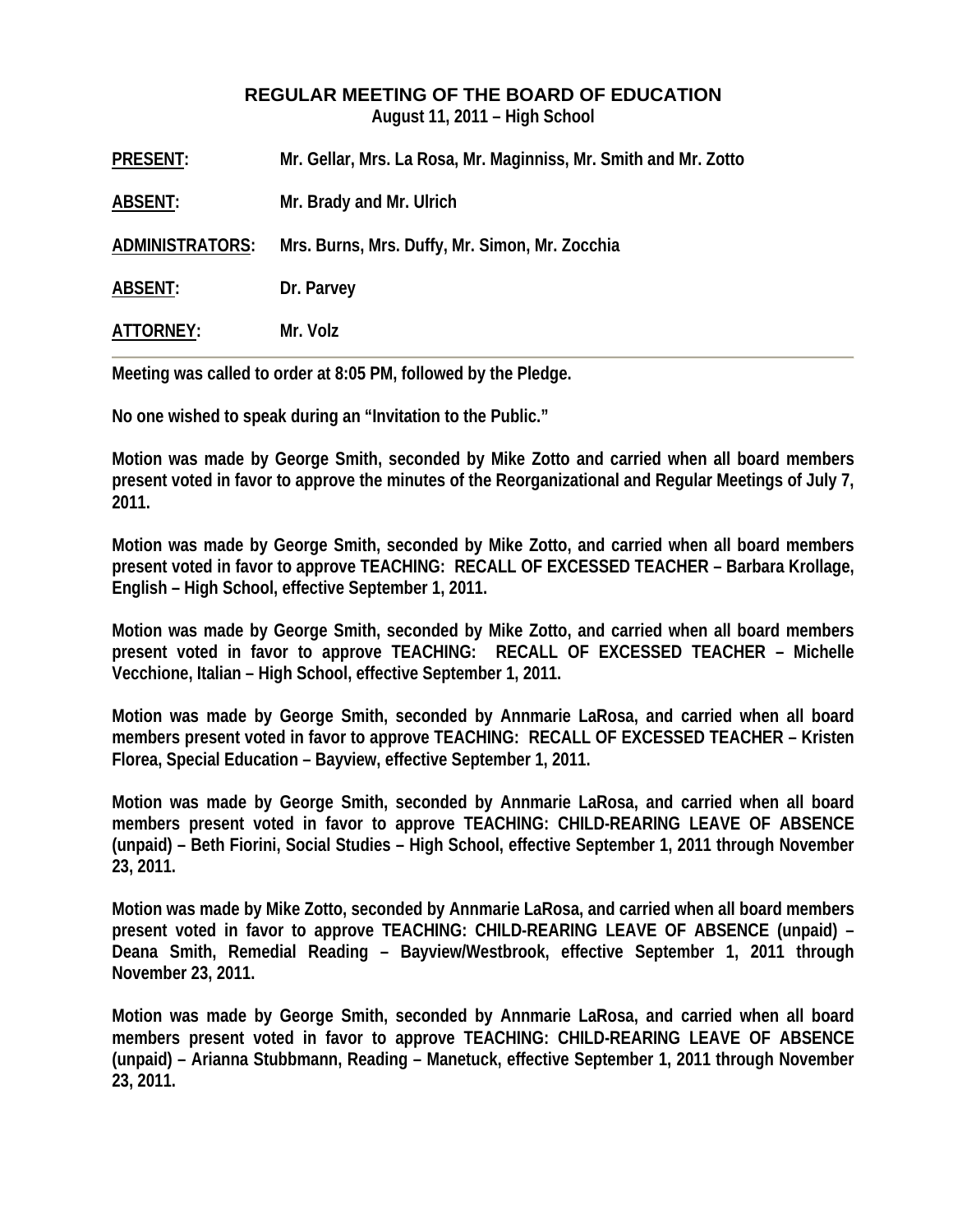# REGULAR MEETING OF THE BOARD OF EDUCATION

**August 11, 2011 – High School**

**PRESENT:** Mr. Gellar, Mrs. La Rosa, Mr. Maginniss, Mr. Smith and Mr. Zotto

**ABSENT:** Mr. Brady and Mr. Ulrich

**ADMINISTRATORS:** Mrs. Burns, Mrs. Duffy, Mr. Simon, Mr. Zocchia

**ABSENT:** Dr. Parvey

**ATTORNEY:** Mr. Volz

---

Meeting was called to order at 8:05 PM, followed by the Pledge.

No one wished to speak during an "Invitation to the Public."

Motion was made by George Smith, seconded by Mike Zotto and carried when all board members present voted in favor to approve the minutes of the Reorganizational and Regular Meetings of July 7, 2011.

Motion was made by George Smith, seconded by Mike Zotto, and carried when all board members present voted in favor to approve TEACHING: RECALL OF EXCESSED TEACHER – Barbara Krollage, English – High School, effective September 1, 2011.

Motion was made by George Smith, seconded by Mike Zotto, and carried when all board members present voted in favor to approve TEACHING: RECALL OF EXCESSED TEACHER – Michelle Vecchione, Italian – High School, effective September 1, 2011.

Motion was made by George Smith, seconded by Annmarie LaRosa, and carried when all board members present voted in favor to approve TEACHING: RECALL OF EXCESSED TEACHER – Kristen Florea, Special Education – Bayview, effective September 1, 2011.

Motion was made by George Smith, seconded by Annmarie LaRosa, and carried when all board members present voted in favor to approve TEACHING: CHILD-REARING LEAVE OF ABSENCE (unpaid) – Beth Fiorini, Social Studies – High School, effective September 1, 2011 through November 23, 2011.

Motion was made by Mike Zotto, seconded by Annmarie LaRosa, and carried when all board members present voted in favor to approve TEACHING: CHILD-REARING LEAVE OF ABSENCE (unpaid) – Deana Smith, Remedial Reading – Bayview/Westbrook, effective September 1, 2011 through November 23, 2011.

Motion was made by George Smith, seconded by Annmarie LaRosa, and carried when all board members present voted in favor to approve TEACHING: CHILD-REARING LEAVE OF ABSENCE (unpaid) – Arianna Stubbmann, Reading – Manetuck, effective September 1, 2011 through November 23, 2011.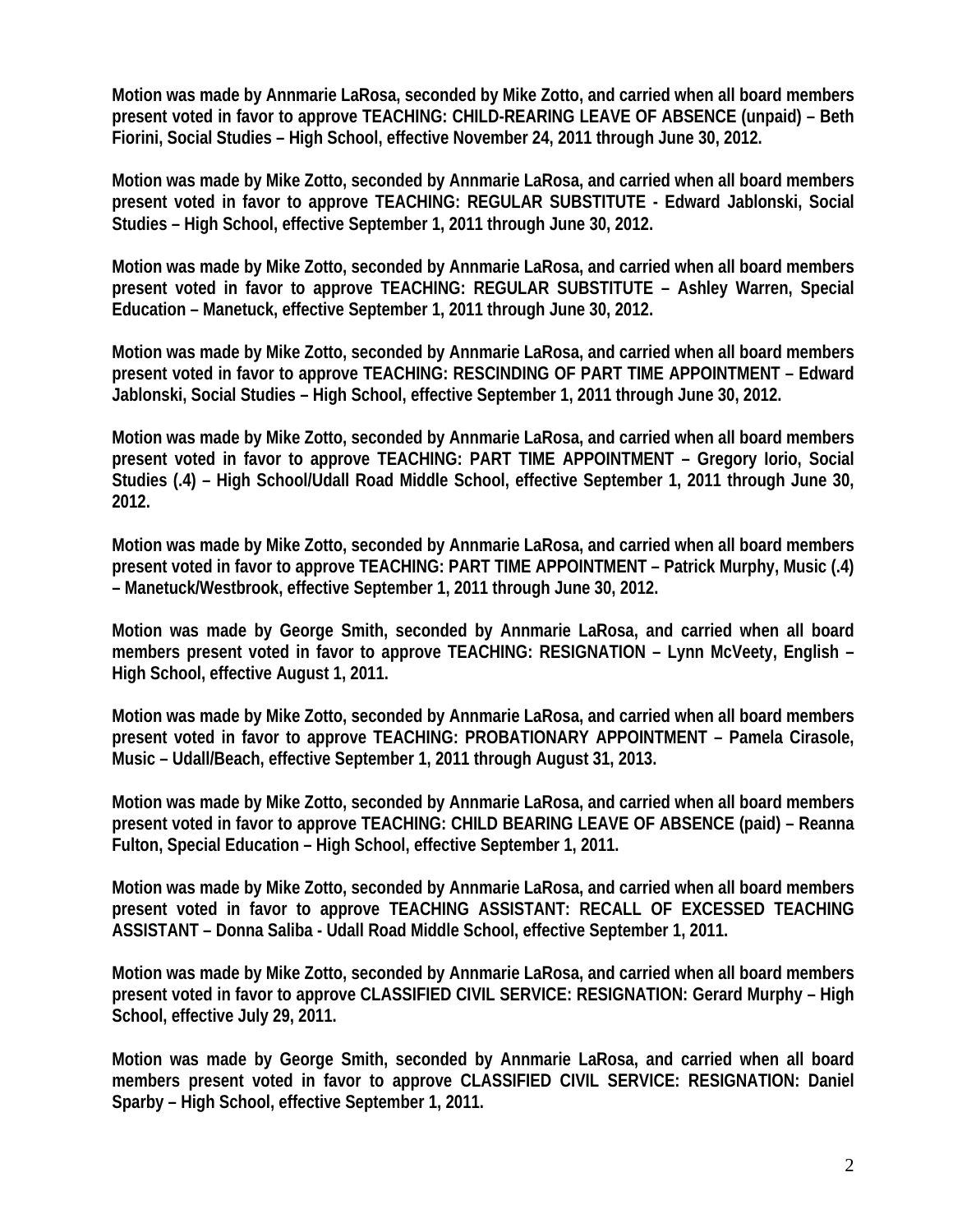**Motion was made by Annmarie LaRosa, seconded by Mike Zotto, and carried when all board members present voted in favor to approve TEACHING: CHILD-REARING LEAVE OF ABSENCE (unpaid) – Beth Fiorini, Social Studies – High School, effective November 24, 2011 through June 30, 2012.**

**Motion was made by Mike Zotto, seconded by Annmarie LaRosa, and carried when all board members present voted in favor to approve TEACHING: REGULAR SUBSTITUTE - Edward Jablonski, Social Studies – High School, effective September 1, 2011 through June 30, 2012.**

**Motion was made by Mike Zotto, seconded by Annmarie LaRosa, and carried when all board members present voted in favor to approve TEACHING: REGULAR SUBSTITUTE – Ashley Warren, Special Education – Manetuck, effective September 1, 2011 through June 30, 2012.**

**Motion was made by Mike Zotto, seconded by Annmarie LaRosa, and carried when all board members present voted in favor to approve TEACHING: RESCINDING OF PART TIME APPOINTMENT – Edward Jablonski, Social Studies – High School, effective September 1, 2011 through June 30, 2012.**

**Motion was made by Mike Zotto, seconded by Annmarie LaRosa, and carried when all board members present voted in favor to approve TEACHING: PART TIME APPOINTMENT – Gregory Iorio, Social Studies (.4) – High School/Udall Road Middle School, effective September 1, 2011 through June 30, 2012.**

**Motion was made by Mike Zotto, seconded by Annmarie LaRosa, and carried when all board members present voted in favor to approve TEACHING: PART TIME APPOINTMENT – Patrick Murphy, Music (.4) – Manetuck/Westbrook, effective September 1, 2011 through June 30, 2012.**

**Motion was made by George Smith, seconded by Annmarie LaRosa, and carried when all board members present voted in favor to approve TEACHING: RESIGNATION – Lynn McVeety, English – High School, effective August 1, 2011.**

**Motion was made by Mike Zotto, seconded by Annmarie LaRosa, and carried when all board members present voted in favor to approve TEACHING: PROBATIONARY APPOINTMENT – Pamela Cirasole, Music – Udall/Beach, effective September 1, 2011 through August 31, 2013.**

**Motion was made by Mike Zotto, seconded by Annmarie LaRosa, and carried when all board members present voted in favor to approve TEACHING: CHILD BEARING LEAVE OF ABSENCE (paid) – Reanna Fulton, Special Education – High School, effective September 1, 2011.**

**Motion was made by Mike Zotto, seconded by Annmarie LaRosa, and carried when all board members present voted in favor to approve TEACHING ASSISTANT: RECALL OF EXCESSED TEACHING ASSISTANT – Donna Saliba - Udall Road Middle School, effective September 1, 2011.**

**Motion was made by Mike Zotto, seconded by Annmarie LaRosa, and carried when all board members present voted in favor to approve CLASSIFIED CIVIL SERVICE: RESIGNATION: Gerard Murphy – High School, effective July 29, 2011.**

**Motion was made by George Smith, seconded by Annmarie LaRosa, and carried when all board members present voted in favor to approve CLASSIFIED CIVIL SERVICE: RESIGNATION: Daniel Sparby – High School, effective September 1, 2011.**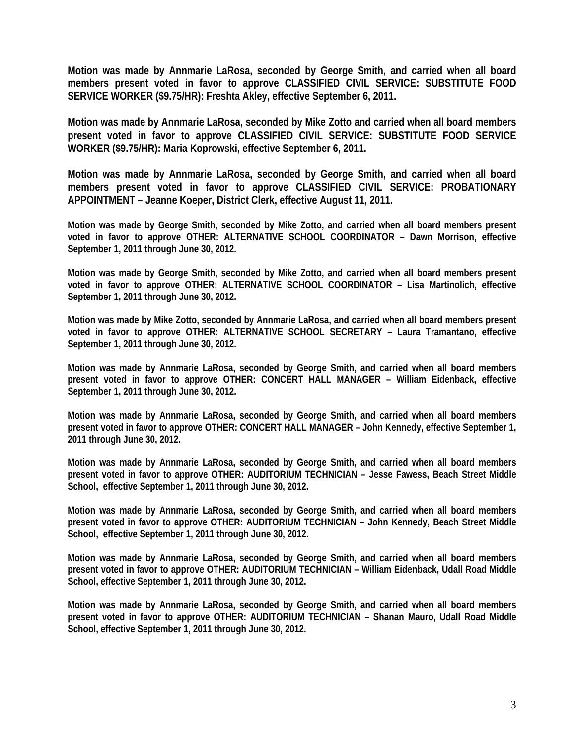**Motion was made by Annmarie LaRosa, seconded by George Smith, and carried when all board members present voted in favor to approve CLASSIFIED CIVIL SERVICE: SUBSTITUTE FOOD SERVICE WORKER ($9.75/HR): Freshta Akley, effective September 6, 2011.**

**Motion was made by Annmarie LaRosa, seconded by Mike Zotto and carried when all board members present voted in favor to approve CLASSIFIED CIVIL SERVICE: SUBSTITUTE FOOD SERVICE WORKER ($9.75/HR): Maria Koprowski, effective September 6, 2011.**

**Motion was made by Annmarie LaRosa, seconded by George Smith, and carried when all board members present voted in favor to approve CLASSIFIED CIVIL SERVICE: PROBATIONARY APPOINTMENT – Jeanne Koeper, District Clerk, effective August 11, 2011.**

**Motion was made by George Smith, seconded by Mike Zotto, and carried when all board members present voted in favor to approve OTHER: ALTERNATIVE SCHOOL COORDINATOR – Dawn Morrison, effective September 1, 2011 through June 30, 2012.**

**Motion was made by George Smith, seconded by Mike Zotto, and carried when all board members present voted in favor to approve OTHER: ALTERNATIVE SCHOOL COORDINATOR – Lisa Martinolich, effective September 1, 2011 through June 30, 2012.**

**Motion was made by Mike Zotto, seconded by Annmarie LaRosa, and carried when all board members present voted in favor to approve OTHER: ALTERNATIVE SCHOOL SECRETARY – Laura Tramantano, effective September 1, 2011 through June 30, 2012.**

**Motion was made by Annmarie LaRosa, seconded by George Smith, and carried when all board members present voted in favor to approve OTHER: CONCERT HALL MANAGER – William Eidenback, effective September 1, 2011 through June 30, 2012.**

**Motion was made by Annmarie LaRosa, seconded by George Smith, and carried when all board members present voted in favor to approve OTHER: CONCERT HALL MANAGER – John Kennedy, effective September 1, 2011 through June 30, 2012.**

**Motion was made by Annmarie LaRosa, seconded by George Smith, and carried when all board members present voted in favor to approve OTHER: AUDITORIUM TECHNICIAN – Jesse Fawess, Beach Street Middle School, effective September 1, 2011 through June 30, 2012.**

**Motion was made by Annmarie LaRosa, seconded by George Smith, and carried when all board members present voted in favor to approve OTHER: AUDITORIUM TECHNICIAN – John Kennedy, Beach Street Middle School, effective September 1, 2011 through June 30, 2012.**

**Motion was made by Annmarie LaRosa, seconded by George Smith, and carried when all board members present voted in favor to approve OTHER: AUDITORIUM TECHNICIAN – William Eidenback, Udall Road Middle School, effective September 1, 2011 through June 30, 2012.**

**Motion was made by Annmarie LaRosa, seconded by George Smith, and carried when all board members present voted in favor to approve OTHER: AUDITORIUM TECHNICIAN – Shanan Mauro, Udall Road Middle School, effective September 1, 2011 through June 30, 2012.**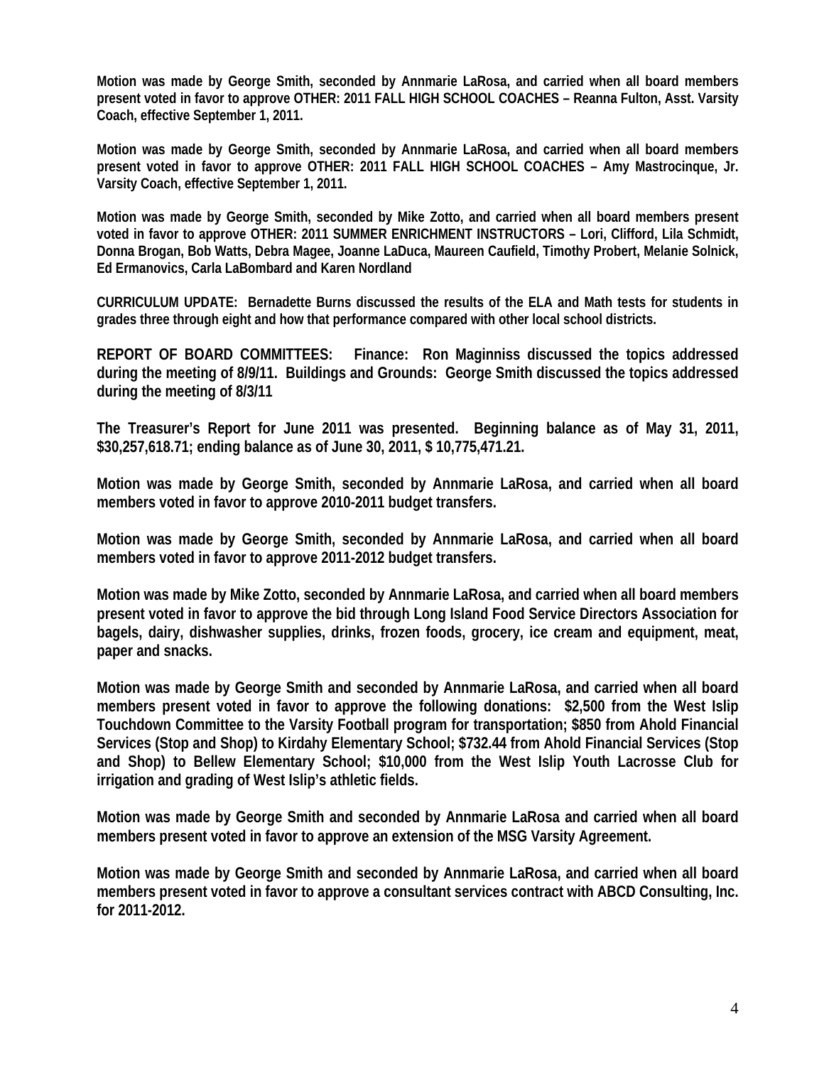**Motion was made by George Smith, seconded by Annmarie LaRosa, and carried when all board members present voted in favor to approve OTHER: 2011 FALL HIGH SCHOOL COACHES – Reanna Fulton, Asst. Varsity Coach, effective September 1, 2011.**

**Motion was made by George Smith, seconded by Annmarie LaRosa, and carried when all board members present voted in favor to approve OTHER: 2011 FALL HIGH SCHOOL COACHES – Amy Mastrocinque, Jr. Varsity Coach, effective September 1, 2011.**

**Motion was made by George Smith, seconded by Mike Zotto, and carried when all board members present voted in favor to approve OTHER: 2011 SUMMER ENRICHMENT INSTRUCTORS – Lori, Clifford, Lila Schmidt, Donna Brogan, Bob Watts, Debra Magee, Joanne LaDuca, Maureen Caufield, Timothy Probert, Melanie Solnick, Ed Ermanovics, Carla LaBombard and Karen Nordland**

**CURRICULUM UPDATE: Bernadette Burns discussed the results of the ELA and Math tests for students in grades three through eight and how that performance compared with other local school districts.**

**REPORT OF BOARD COMMITTEES: Finance: Ron Maginniss discussed the topics addressed during the meeting of 8/9/11. Buildings and Grounds: George Smith discussed the topics addressed during the meeting of 8/3/11**

**The Treasurer's Report for June 2011 was presented. Beginning balance as of May 31, 2011, $30,257,618.71; ending balance as of June 30, 2011, $ 10,775,471.21.**

**Motion was made by George Smith, seconded by Annmarie LaRosa, and carried when all board members voted in favor to approve 2010-2011 budget transfers.**

**Motion was made by George Smith, seconded by Annmarie LaRosa, and carried when all board members voted in favor to approve 2011-2012 budget transfers.**

**Motion was made by Mike Zotto, seconded by Annmarie LaRosa, and carried when all board members present voted in favor to approve the bid through Long Island Food Service Directors Association for bagels, dairy, dishwasher supplies, drinks, frozen foods, grocery, ice cream and equipment, meat, paper and snacks.**

**Motion was made by George Smith and seconded by Annmarie LaRosa, and carried when all board members present voted in favor to approve the following donations: $2,500 from the West Islip Touchdown Committee to the Varsity Football program for transportation; $850 from Ahold Financial Services (Stop and Shop) to Kirdahy Elementary School; $732.44 from Ahold Financial Services (Stop and Shop) to Bellew Elementary School; $10,000 from the West Islip Youth Lacrosse Club for irrigation and grading of West Islip's athletic fields.**

**Motion was made by George Smith and seconded by Annmarie LaRosa and carried when all board members present voted in favor to approve an extension of the MSG Varsity Agreement.**

**Motion was made by George Smith and seconded by Annmarie LaRosa, and carried when all board members present voted in favor to approve a consultant services contract with ABCD Consulting, Inc. for 2011-2012.**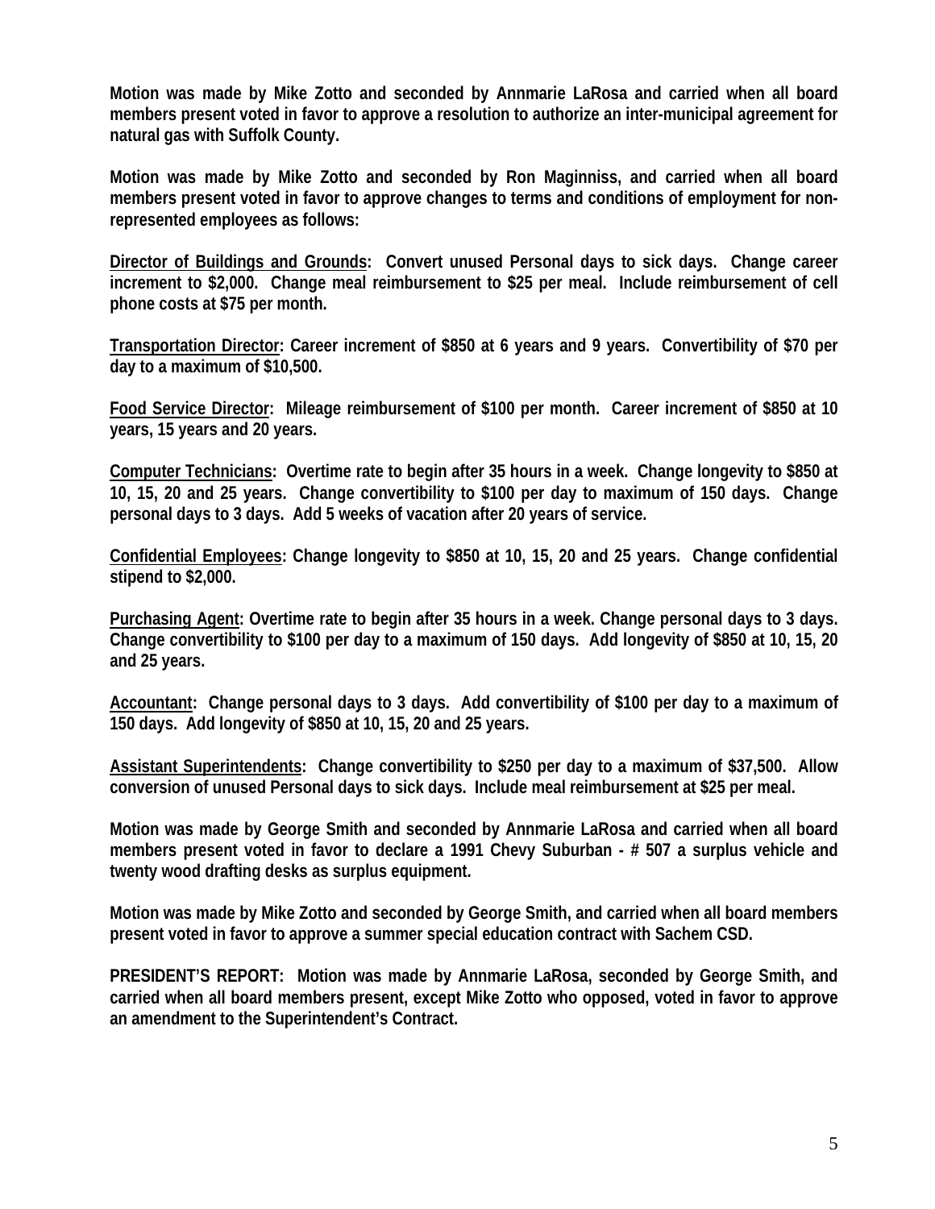**Motion was made by Mike Zotto and seconded by Annmarie LaRosa and carried when all board members present voted in favor to approve a resolution to authorize an inter-municipal agreement for natural gas with Suffolk County.**

**Motion was made by Mike Zotto and seconded by Ron Maginniss, and carried when all board members present voted in favor to approve changes to terms and conditions of employment for non-represented employees as follows:**

**<u>Director of Buildings and Grounds</u>: Convert unused Personal days to sick days. Change career increment to $2,000. Change meal reimbursement to $25 per meal. Include reimbursement of cell phone costs at $75 per month.**

**<u>Transportation Director</u>: Career increment of $850 at 6 years and 9 years. Convertibility of $70 per day to a maximum of $10,500.**

**<u>Food Service Director</u>: Mileage reimbursement of $100 per month. Career increment of $850 at 10 years, 15 years and 20 years.**

**<u>Computer Technicians</u>: Overtime rate to begin after 35 hours in a week. Change longevity to $850 at 10, 15, 20 and 25 years. Change convertibility to $100 per day to maximum of 150 days. Change personal days to 3 days. Add 5 weeks of vacation after 20 years of service.**

**<u>Confidential Employees</u>: Change longevity to $850 at 10, 15, 20 and 25 years. Change confidential stipend to $2,000.**

**<u>Purchasing Agent</u>: Overtime rate to begin after 35 hours in a week. Change personal days to 3 days. Change convertibility to $100 per day to a maximum of 150 days. Add longevity of $850 at 10, 15, 20 and 25 years.**

**<u>Accountant</u>: Change personal days to 3 days. Add convertibility of $100 per day to a maximum of 150 days. Add longevity of $850 at 10, 15, 20 and 25 years.**

**<u>Assistant Superintendents</u>: Change convertibility to $250 per day to a maximum of $37,500. Allow conversion of unused Personal days to sick days. Include meal reimbursement at $25 per meal.**

**Motion was made by George Smith and seconded by Annmarie LaRosa and carried when all board members present voted in favor to declare a 1991 Chevy Suburban - # 507 a surplus vehicle and twenty wood drafting desks as surplus equipment.**

**Motion was made by Mike Zotto and seconded by George Smith, and carried when all board members present voted in favor to approve a summer special education contract with Sachem CSD.**

**PRESIDENT'S REPORT: Motion was made by Annmarie LaRosa, seconded by George Smith, and carried when all board members present, except Mike Zotto who opposed, voted in favor to approve an amendment to the Superintendent's Contract.**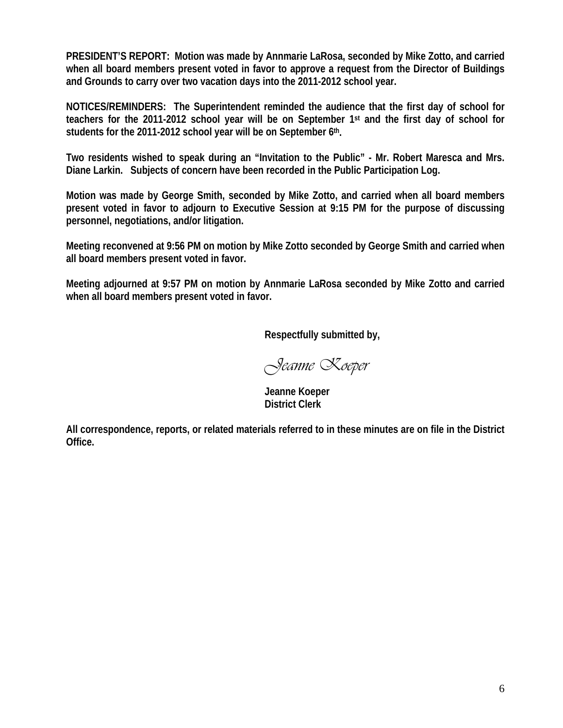**PRESIDENT'S REPORT: Motion was made by Annmarie LaRosa, seconded by Mike Zotto, and carried when all board members present voted in favor to approve a request from the Director of Buildings and Grounds to carry over two vacation days into the 2011-2012 school year.**

**NOTICES/REMINDERS: The Superintendent reminded the audience that the first day of school for teachers for the 2011-2012 school year will be on September 1st and the first day of school for students for the 2011-2012 school year will be on September 6th.**

**Two residents wished to speak during an "Invitation to the Public" - Mr. Robert Maresca and Mrs. Diane Larkin. Subjects of concern have been recorded in the Public Participation Log.**

**Motion was made by George Smith, seconded by Mike Zotto, and carried when all board members present voted in favor to adjourn to Executive Session at 9:15 PM for the purpose of discussing personnel, negotiations, and/or litigation.**

**Meeting reconvened at 9:56 PM on motion by Mike Zotto seconded by George Smith and carried when all board members present voted in favor.**

**Meeting adjourned at 9:57 PM on motion by Annmarie LaRosa seconded by Mike Zotto and carried when all board members present voted in favor.**

**Respectfully submitted by,**

*Jeanne Koeper*

**Jeanne Koeper**
**District Clerk**

**All correspondence, reports, or related materials referred to in these minutes are on file in the District Office.**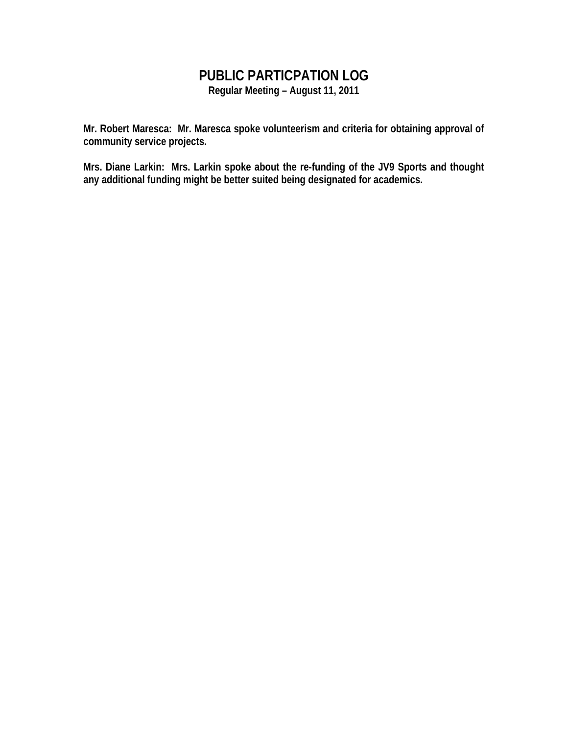# PUBLIC PARTICPATION LOG

**Regular Meeting – August 11, 2011**

**Mr. Robert Maresca: Mr. Maresca spoke volunteerism and criteria for obtaining approval of community service projects.**

**Mrs. Diane Larkin: Mrs. Larkin spoke about the re-funding of the JV9 Sports and thought any additional funding might be better suited being designated for academics.**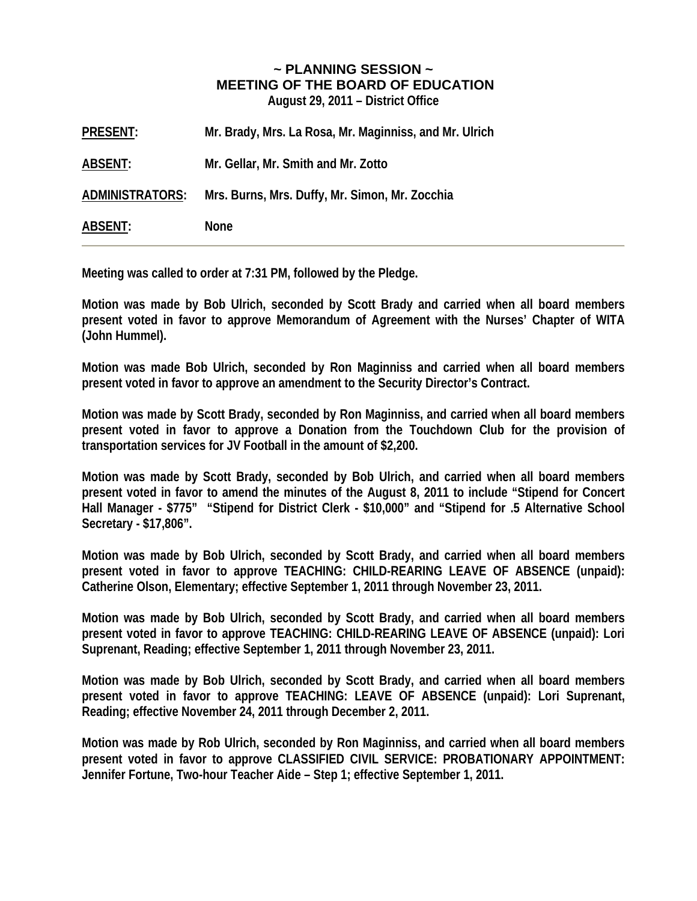# ~ PLANNING SESSION ~
## MEETING OF THE BOARD OF EDUCATION
**August 29, 2011 – District Office**

**PRESENT:** Mr. Brady, Mrs. La Rosa, Mr. Maginniss, and Mr. Ulrich

**ABSENT:** Mr. Gellar, Mr. Smith and Mr. Zotto

**ADMINISTRATORS:** Mrs. Burns, Mrs. Duffy, Mr. Simon, Mr. Zocchia

**ABSENT:** None

---

Meeting was called to order at 7:31 PM, followed by the Pledge.

Motion was made by Bob Ulrich, seconded by Scott Brady and carried when all board members present voted in favor to approve Memorandum of Agreement with the Nurses' Chapter of WITA (John Hummel).

Motion was made Bob Ulrich, seconded by Ron Maginniss and carried when all board members present voted in favor to approve an amendment to the Security Director's Contract.

Motion was made by Scott Brady, seconded by Ron Maginniss, and carried when all board members present voted in favor to approve a Donation from the Touchdown Club for the provision of transportation services for JV Football in the amount of $2,200.

Motion was made by Scott Brady, seconded by Bob Ulrich, and carried when all board members present voted in favor to amend the minutes of the August 8, 2011 to include "Stipend for Concert Hall Manager - $775" "Stipend for District Clerk - $10,000" and "Stipend for .5 Alternative School Secretary - $17,806".

Motion was made by Bob Ulrich, seconded by Scott Brady, and carried when all board members present voted in favor to approve TEACHING: CHILD-REARING LEAVE OF ABSENCE (unpaid): Catherine Olson, Elementary; effective September 1, 2011 through November 23, 2011.

Motion was made by Bob Ulrich, seconded by Scott Brady, and carried when all board members present voted in favor to approve TEACHING: CHILD-REARING LEAVE OF ABSENCE (unpaid): Lori Suprenant, Reading; effective September 1, 2011 through November 23, 2011.

Motion was made by Bob Ulrich, seconded by Scott Brady, and carried when all board members present voted in favor to approve TEACHING: LEAVE OF ABSENCE (unpaid): Lori Suprenant, Reading; effective November 24, 2011 through December 2, 2011.

Motion was made by Rob Ulrich, seconded by Ron Maginniss, and carried when all board members present voted in favor to approve CLASSIFIED CIVIL SERVICE: PROBATIONARY APPOINTMENT: Jennifer Fortune, Two-hour Teacher Aide – Step 1; effective September 1, 2011.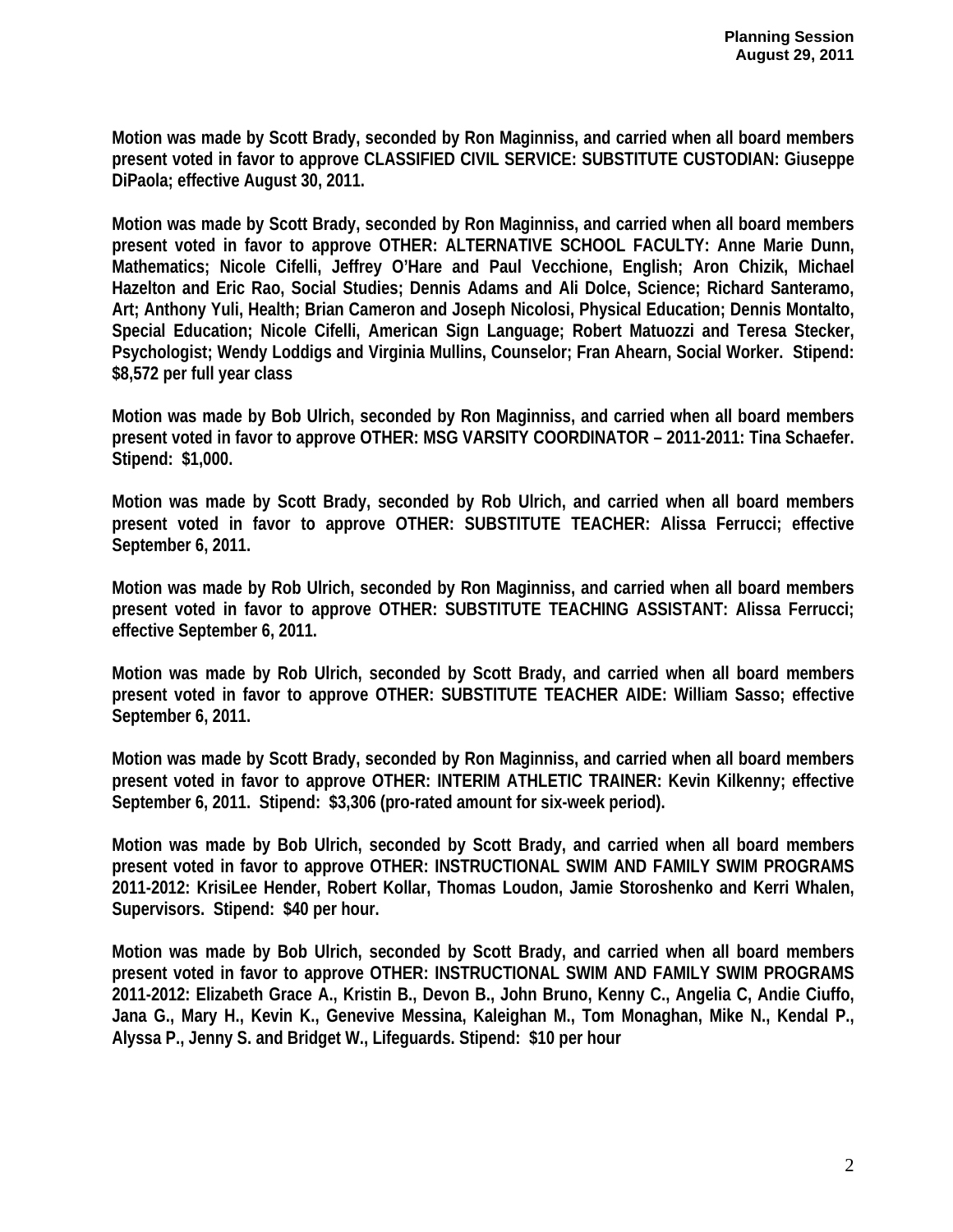**Motion was made by Scott Brady, seconded by Ron Maginniss, and carried when all board members present voted in favor to approve CLASSIFIED CIVIL SERVICE: SUBSTITUTE CUSTODIAN: Giuseppe DiPaola; effective August 30, 2011.**

**Motion was made by Scott Brady, seconded by Ron Maginniss, and carried when all board members present voted in favor to approve OTHER: ALTERNATIVE SCHOOL FACULTY: Anne Marie Dunn, Mathematics; Nicole Cifelli, Jeffrey O'Hare and Paul Vecchione, English; Aron Chizik, Michael Hazelton and Eric Rao, Social Studies; Dennis Adams and Ali Dolce, Science; Richard Santeramo, Art; Anthony Yuli, Health; Brian Cameron and Joseph Nicolosi, Physical Education; Dennis Montalto, Special Education; Nicole Cifelli, American Sign Language; Robert Matuozzi and Teresa Stecker, Psychologist; Wendy Loddigs and Virginia Mullins, Counselor; Fran Ahearn, Social Worker. Stipend: $8,572 per full year class**

**Motion was made by Bob Ulrich, seconded by Ron Maginniss, and carried when all board members present voted in favor to approve OTHER: MSG VARSITY COORDINATOR – 2011-2011: Tina Schaefer. Stipend: $1,000.**

**Motion was made by Scott Brady, seconded by Rob Ulrich, and carried when all board members present voted in favor to approve OTHER: SUBSTITUTE TEACHER: Alissa Ferrucci; effective September 6, 2011.**

**Motion was made by Rob Ulrich, seconded by Ron Maginniss, and carried when all board members present voted in favor to approve OTHER: SUBSTITUTE TEACHING ASSISTANT: Alissa Ferrucci; effective September 6, 2011.**

**Motion was made by Rob Ulrich, seconded by Scott Brady, and carried when all board members present voted in favor to approve OTHER: SUBSTITUTE TEACHER AIDE: William Sasso; effective September 6, 2011.**

**Motion was made by Scott Brady, seconded by Ron Maginniss, and carried when all board members present voted in favor to approve OTHER: INTERIM ATHLETIC TRAINER: Kevin Kilkenny; effective September 6, 2011. Stipend: $3,306 (pro-rated amount for six-week period).**

**Motion was made by Bob Ulrich, seconded by Scott Brady, and carried when all board members present voted in favor to approve OTHER: INSTRUCTIONAL SWIM AND FAMILY SWIM PROGRAMS 2011-2012: KrisiLee Hender, Robert Kollar, Thomas Loudon, Jamie Storoshenko and Kerri Whalen, Supervisors. Stipend: $40 per hour.**

**Motion was made by Bob Ulrich, seconded by Scott Brady, and carried when all board members present voted in favor to approve OTHER: INSTRUCTIONAL SWIM AND FAMILY SWIM PROGRAMS 2011-2012: Elizabeth Grace A., Kristin B., Devon B., John Bruno, Kenny C., Angelia C, Andie Ciuffo, Jana G., Mary H., Kevin K., Genevive Messina, Kaleighan M., Tom Monaghan, Mike N., Kendal P., Alyssa P., Jenny S. and Bridget W., Lifeguards. Stipend: $10 per hour**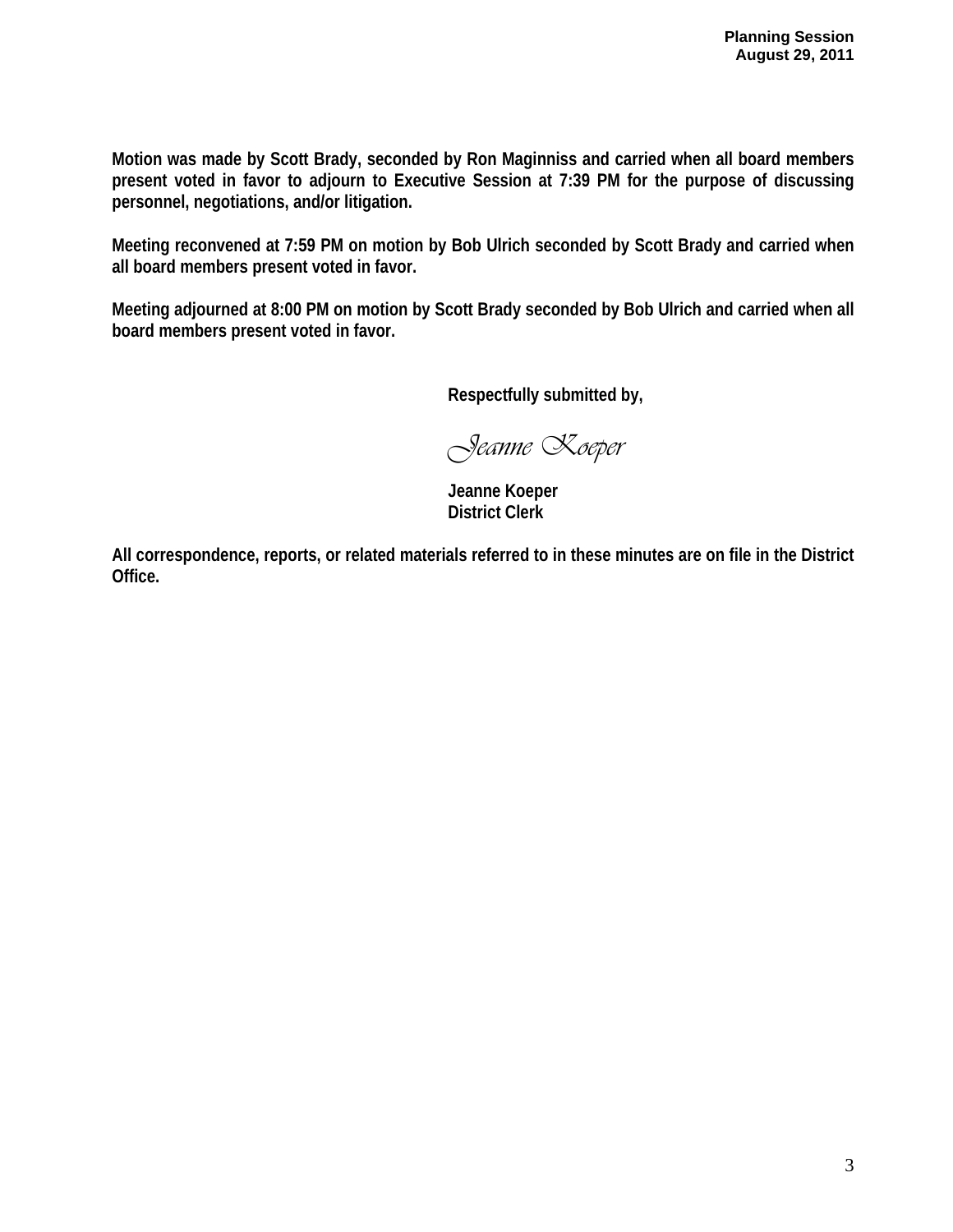**Motion was made by Scott Brady, seconded by Ron Maginniss and carried when all board members present voted in favor to adjourn to Executive Session at 7:39 PM for the purpose of discussing personnel, negotiations, and/or litigation.**

**Meeting reconvened at 7:59 PM on motion by Bob Ulrich seconded by Scott Brady and carried when all board members present voted in favor.**

**Meeting adjourned at 8:00 PM on motion by Scott Brady seconded by Bob Ulrich and carried when all board members present voted in favor.**

**Respectfully submitted by,**

*Jeanne Koeper*

**Jeanne Koeper**
**District Clerk**

**All correspondence, reports, or related materials referred to in these minutes are on file in the District Office.**